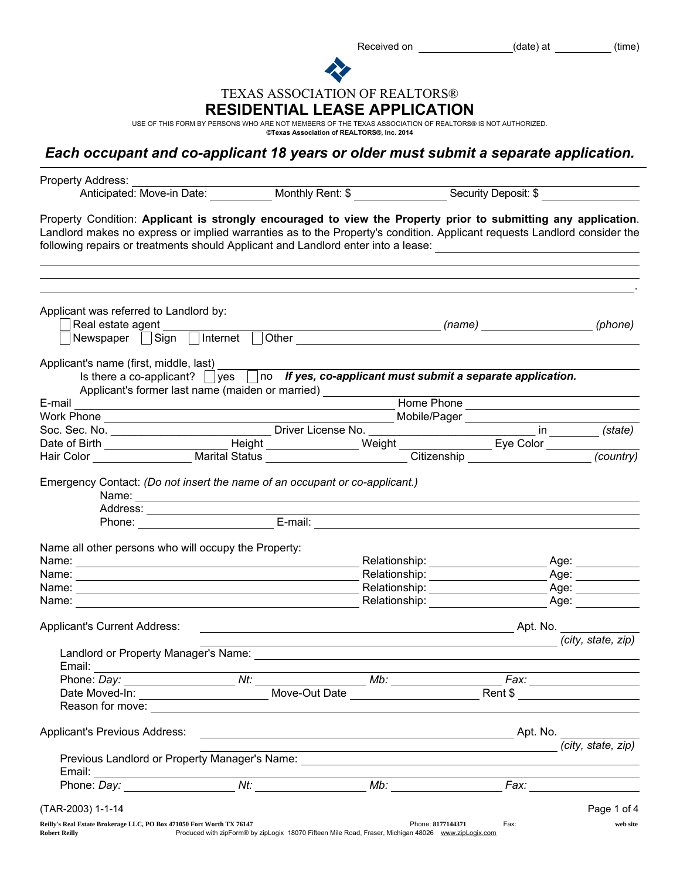Received on ________________(date) at __________ (time)

TEXAS ASSOCIATION OF REALTORS®

# RESIDENTIAL LEASE APPLICATION

USE OF THIS FORM BY PERSONS WHO ARE NOT MEMBERS OF THE TEXAS ASSOCIATION OF REALTORS® IS NOT AUTHORIZED.
**©Texas Association of REALTORS®, Inc. 2014**

## *Each occupant and co-applicant 18 years or older must submit a separate application.*

Property Address: ______________________________________________
Anticipated: Move-in Date: __________ Monthly Rent: $ ______________ Security Deposit: $ ____________

Property Condition: **Applicant is strongly encouraged to view the Property prior to submitting any application**. Landlord makes no express or implied warranties as to the Property's condition. Applicant requests Landlord consider the following repairs or treatments should Applicant and Landlord enter into a lease: ______________________________________________
______________________________________________________________________________.

Applicant was referred to Landlord by:
☐ Real estate agent ______________________________ *(name)* ______________ *(phone)*
☐ Newspaper ☐ Sign ☐ Internet ☐ Other ______________________________

Applicant's name (first, middle, last) ______________________________________________
Is there a co-applicant? ☐ yes ☐ no ***If yes, co-applicant must submit a separate application.***
Applicant's former last name (maiden or married) ______________________________

E-mail ______________________________ Home Phone ______________________________
Work Phone ______________________________ Mobile/Pager ______________________________
Soc. Sec. No. ____________________ Driver License No. ____________________ in ________ *(state)*
Date of Birth ______________ Height ____________ Weight ____________ Eye Color ____________
Hair Color ______________ Marital Status ____________________ Citizenship ______________ *(country)*

Emergency Contact: *(Do not insert the name of an occupant or co-applicant.)*
Name: ______________________________________________
Address: ______________________________________________
Phone: ____________________ E-mail: ______________________________

Name all other persons who will occupy the Property:
Name: ______________________________ Relationship: ______________ Age: ________
Name: ______________________________ Relationship: ______________ Age: ________
Name: ______________________________ Relationship: ______________ Age: ________
Name: ______________________________ Relationship: ______________ Age: ________

Applicant's Current Address: ______________________________ Apt. No. ________
______________________________ *(city, state, zip)*
Landlord or Property Manager's Name: ______________________________
Email: ______________________________
Phone: *Day:* ______________ *Nt:* ______________ *Mb:* ______________ *Fax:* ______________
Date Moved-In: ______________ Move-Out Date ______________ Rent $ ______________
Reason for move: ______________________________

Applicant's Previous Address: ______________________________ Apt. No. ________
______________________________ *(city, state, zip)*
Previous Landlord or Property Manager's Name: ______________________________
Email: ______________________________
Phone: *Day:* ______________ *Nt:* ______________ *Mb:* ______________ *Fax:* ______________

(TAR-2003) 1-1-14

Reilly's Real Estate Brokerage LLC, PO Box 471050 Fort Worth TX 76147 Phone: 8177144371 Fax: web site
Robert Reilly Produced with zipForm® by zipLogix 18070 Fifteen Mile Road, Fraser, Michigan 48026 www.zipLogix.com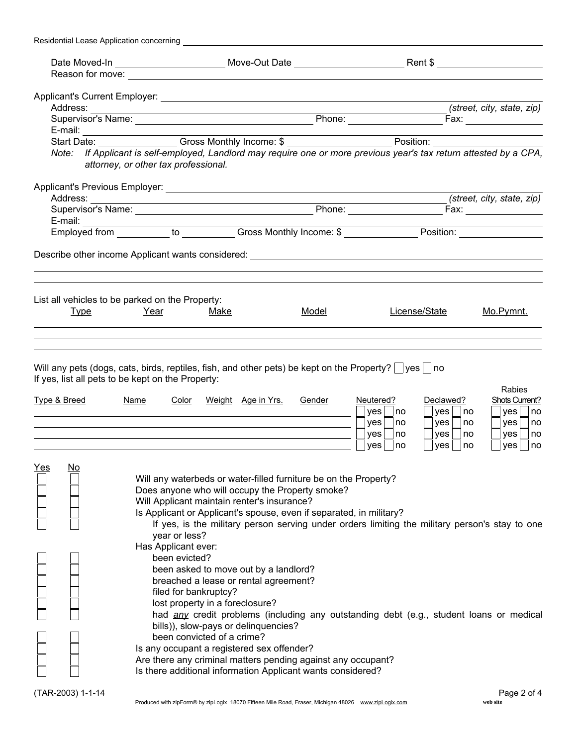Residential Lease Application concerning ____________________

Date Moved-In ____________ Move-Out Date ____________ Rent $ ____________

Reason for move: ____________________

Applicant's Current Employer: ____________________

Address: ____________________ *(street, city, state, zip)*

Supervisor's Name: ____________ Phone: ____________ Fax: ____________

E-mail: ____________________

Start Date: ____________ Gross Monthly Income: $ ____________ Position: ____________

*Note: If Applicant is self-employed, Landlord may require one or more previous year's tax return attested by a CPA, attorney, or other tax professional.*

Applicant's Previous Employer: ____________________

Address: ____________________ *(street, city, state, zip)*

Supervisor's Name: ____________ Phone: ____________ Fax: ____________

E-mail: ____________________

Employed from ________ to ________ Gross Monthly Income: $ ____________ Position: ____________

Describe other income Applicant wants considered: ____________________

____________________

____________________

List all vehicles to be parked on the Property:

| Type | Year | Make | Model | License/State | Mo.Pymnt. |
|---|---|---|---|---|---|
| | | | | | |
| | | | | | |
| | | | | | |

Will any pets (dogs, cats, birds, reptiles, fish, and other pets) be kept on the Property? ☐ yes ☐ no

If yes, list all pets to be kept on the Property:

| Type & Breed | Name | Color | Weight | Age in Yrs. | Gender | Neutered? | Declawed? | Rabies Shots Current? |
|---|---|---|---|---|---|---|---|---|
| | | | | | | ☐ yes ☐ no | ☐ yes ☐ no | ☐ yes ☐ no |
| | | | | | | ☐ yes ☐ no | ☐ yes ☐ no | ☐ yes ☐ no |
| | | | | | | ☐ yes ☐ no | ☐ yes ☐ no | ☐ yes ☐ no |
| | | | | | | ☐ yes ☐ no | ☐ yes ☐ no | ☐ yes ☐ no |

| Yes | No | |
|---|---|---|
| ☐ | ☐ | Will any waterbeds or water-filled furniture be on the Property? |
| ☐ | ☐ | Does anyone who will occupy the Property smoke? |
| ☐ | ☐ | Will Applicant maintain renter's insurance? |
| ☐ | ☐ | Is Applicant or Applicant's spouse, even if separated, in military? |
| ☐ | ☐ | If yes, is the military person serving under orders limiting the military person's stay to one year or less? |
| | | Has Applicant ever: |
| ☐ | ☐ | been evicted? |
| ☐ | ☐ | been asked to move out by a landlord? |
| ☐ | ☐ | breached a lease or rental agreement? |
| ☐ | ☐ | filed for bankruptcy? |
| ☐ | ☐ | lost property in a foreclosure? |
| ☐ | ☐ | had *any* credit problems (including any outstanding debt (e.g., student loans or medical bills)), slow-pays or delinquencies? |
| ☐ | ☐ | been convicted of a crime? |
| ☐ | ☐ | Is any occupant a registered sex offender? |
| ☐ | ☐ | Are there any criminal matters pending against any occupant? |
| ☐ | ☐ | Is there additional information Applicant wants considered? |

(TAR-2003) 1-1-14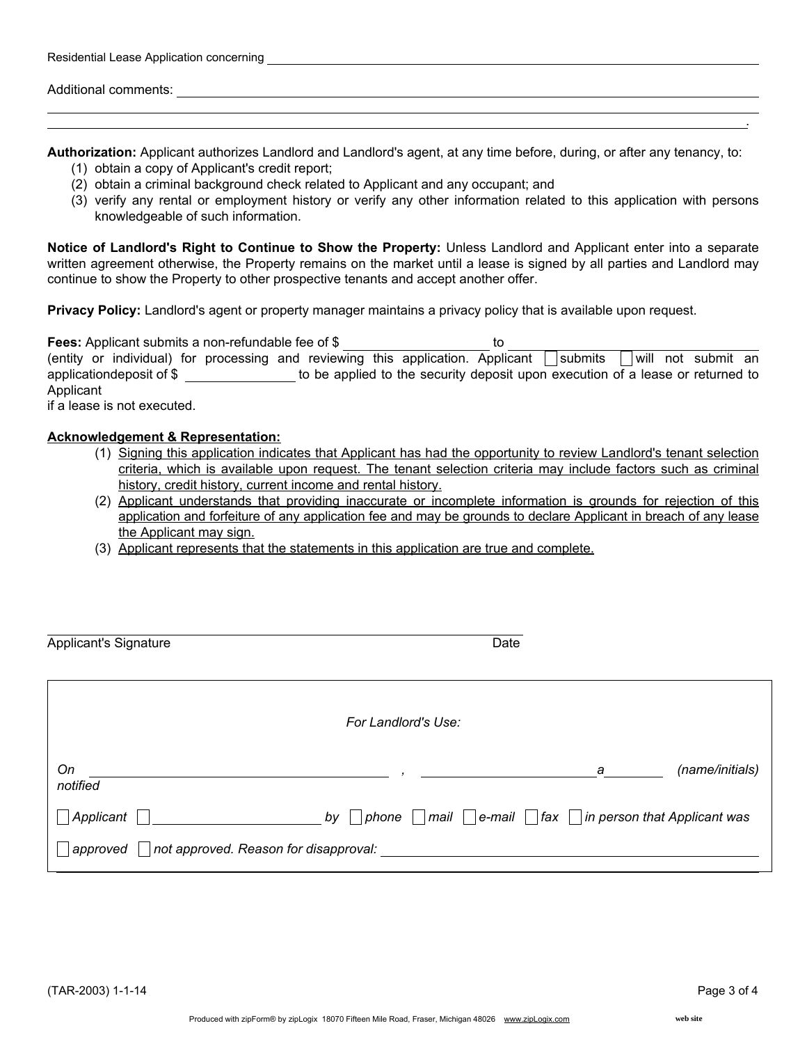Residential Lease Application concerning ______________________________________________

Additional comments: ______________________________________________

______________________________________________

______________________________________________.

**Authorization:** Applicant authorizes Landlord and Landlord's agent, at any time before, during, or after any tenancy, to:

(1) obtain a copy of Applicant's credit report;
(2) obtain a criminal background check related to Applicant and any occupant; and
(3) verify any rental or employment history or verify any other information related to this application with persons knowledgeable of such information.

**Notice of Landlord's Right to Continue to Show the Property:** Unless Landlord and Applicant enter into a separate written agreement otherwise, the Property remains on the market until a lease is signed by all parties and Landlord may continue to show the Property to other prospective tenants and accept another offer.

**Privacy Policy:** Landlord's agent or property manager maintains a privacy policy that is available upon request.

**Fees:** Applicant submits a non-refundable fee of $ ____________ to ______________________ (entity or individual) for processing and reviewing this application. Applicant ☐ submits ☐ will not submit an applicationdeposit of $ __________ to be applied to the security deposit upon execution of a lease or returned to Applicant
if a lease is not executed.

**Acknowledgement & Representation:**

(1) Signing this application indicates that Applicant has had the opportunity to review Landlord's tenant selection criteria, which is available upon request. The tenant selection criteria may include factors such as criminal history, credit history, current income and rental history.
(2) Applicant understands that providing inaccurate or incomplete information is grounds for rejection of this application and forfeiture of any application fee and may be grounds to declare Applicant in breach of any lease the Applicant may sign.
(3) Applicant represents that the statements in this application are true and complete.

______________________________________________
Applicant's Signature Date

*For Landlord's Use:*

*On* ______________________ *,* ______________________ *a* __________ *(name/initials)*
*notified*

☐ *Applicant* ☐ ______________________ *by* ☐ *phone* ☐ *mail* ☐ *e-mail* ☐ *fax* ☐ *in person that Applicant was*

☐ *approved* ☐ *not approved. Reason for disapproval:* ______________________

(TAR-2003) 1-1-14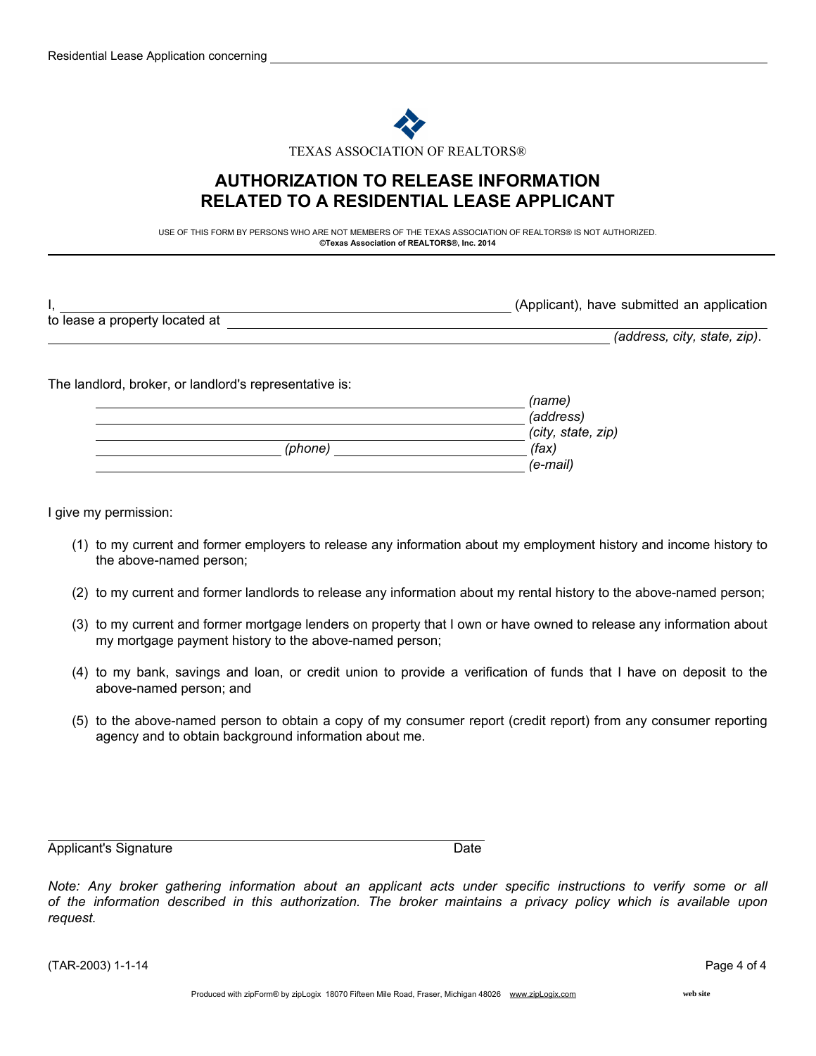Residential Lease Application concerning ______________________________

TEXAS ASSOCIATION OF REALTORS®

# AUTHORIZATION TO RELEASE INFORMATION RELATED TO A RESIDENTIAL LEASE APPLICANT

USE OF THIS FORM BY PERSONS WHO ARE NOT MEMBERS OF THE TEXAS ASSOCIATION OF REALTORS® IS NOT AUTHORIZED.
**©Texas Association of REALTORS®, Inc. 2014**

I, ______________________________ (Applicant), have submitted an application to lease a property located at ______________________________ ______________________________ *(address, city, state, zip)*.

The landlord, broker, or landlord's representative is:

______________________________ *(name)*
______________________________ *(address)*
______________________________ *(city, state, zip)*
______________ *(phone)* ______________ *(fax)*
______________________________ *(e-mail)*

I give my permission:

(1) to my current and former employers to release any information about my employment history and income history to the above-named person;

(2) to my current and former landlords to release any information about my rental history to the above-named person;

(3) to my current and former mortgage lenders on property that I own or have owned to release any information about my mortgage payment history to the above-named person;

(4) to my bank, savings and loan, or credit union to provide a verification of funds that I have on deposit to the above-named person; and

(5) to the above-named person to obtain a copy of my consumer report (credit report) from any consumer reporting agency and to obtain background information about me.

______________________________
Applicant's Signature Date

*Note: Any broker gathering information about an applicant acts under specific instructions to verify some or all of the information described in this authorization. The broker maintains a privacy policy which is available upon request.*

(TAR-2003) 1-1-14

Produced with zipForm® by zipLogix 18070 Fifteen Mile Road, Fraser, Michigan 48026 www.zipLogix.com